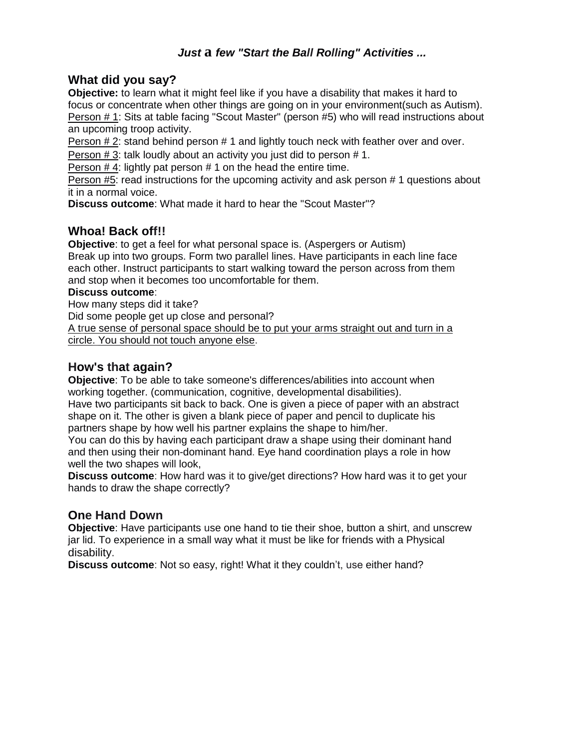### *Just a few "Start the Ball Rolling" Activities ...*

## What did you say?

**Objective:** to learn what it might feel like if you have a disability that makes it hard to focus or concentrate when other things are going on in your environment(such as Autism).

Person # 1: Sits at table facing "Scout Master" (person #5) who will read instructions about an upcoming troop activity.

Person # 2: stand behind person # 1 and lightly touch neck with feather over and over.

Person # 3: talk loudly about an activity you just did to person # 1.

Person # 4: lightly pat person # 1 on the head the entire time.

Person #5: read instructions for the upcoming activity and ask person # 1 questions about it in a normal voice.

**Discuss outcome**: What made it hard to hear the "Scout Master"?

## Whoa! Back off!!

**Objective**: to get a feel for what personal space is. (Aspergers or Autism)
Break up into two groups. Form two parallel lines. Have participants in each line face each other. Instruct participants to start walking toward the person across from them and stop when it becomes too uncomfortable for them.

**Discuss outcome**:

How many steps did it take?

Did some people get up close and personal?

A true sense of personal space should be to put your arms straight out and turn in a circle. You should not touch anyone else.

## How's that again?

**Objective**: To be able to take someone's differences/abilities into account when working together. (communication, cognitive, developmental disabilities).
Have two participants sit back to back. One is given a piece of paper with an abstract shape on it. The other is given a blank piece of paper and pencil to duplicate his partners shape by how well his partner explains the shape to him/her.

You can do this by having each participant draw a shape using their dominant hand and then using their non-dominant hand. Eye hand coordination plays a role in how well the two shapes will look,

**Discuss outcome**: How hard was it to give/get directions? How hard was it to get your hands to draw the shape correctly?

## One Hand Down

**Objective**: Have participants use one hand to tie their shoe, button a shirt, and unscrew jar lid. To experience in a small way what it must be like for friends with a Physical disability.

**Discuss outcome**: Not so easy, right! What it they couldn't, use either hand?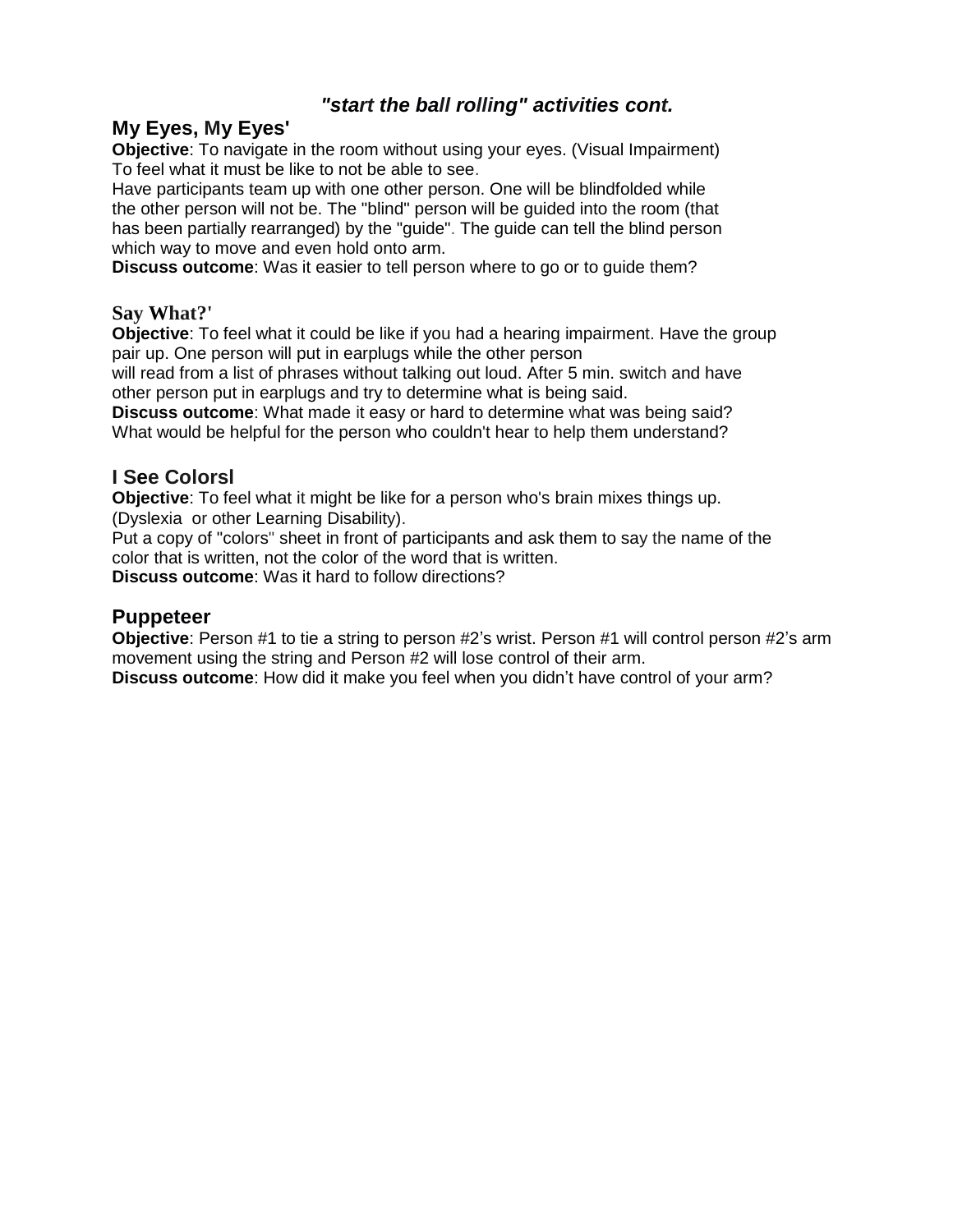***"start the ball rolling" activities cont.***

## My Eyes, My Eyes'

**Objective**: To navigate in the room without using your eyes. (Visual Impairment) To feel what it must be like to not be able to see.

Have participants team up with one other person. One will be blindfolded while the other person will not be. The "blind" person will be guided into the room (that has been partially rearranged) by the "guide". The guide can tell the blind person which way to move and even hold onto arm.

**Discuss outcome**: Was it easier to tell person where to go or to guide them?

## Say What?'

**Objective**: To feel what it could be like if you had a hearing impairment. Have the group pair up. One person will put in earplugs while the other person will read from a list of phrases without talking out loud. After 5 min. switch and have other person put in earplugs and try to determine what is being said.

**Discuss outcome**: What made it easy or hard to determine what was being said? What would be helpful for the person who couldn't hear to help them understand?

## I See Colorsl

**Objective**: To feel what it might be like for a person who's brain mixes things up. (Dyslexia or other Learning Disability).

Put a copy of "colors" sheet in front of participants and ask them to say the name of the color that is written, not the color of the word that is written.

**Discuss outcome**: Was it hard to follow directions?

## Puppeteer

**Objective**: Person #1 to tie a string to person #2's wrist. Person #1 will control person #2's arm movement using the string and Person #2 will lose control of their arm.

**Discuss outcome**: How did it make you feel when you didn't have control of your arm?